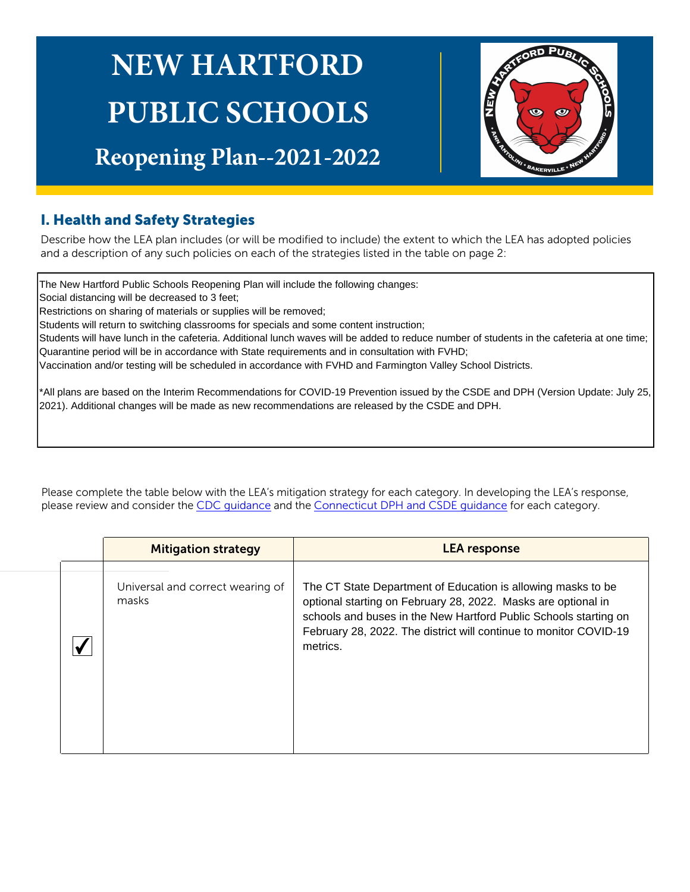# NEW HARTFORD PUBLIC SCHOOLS

## Reopening Plan--2021-2022

## I. Health and Safety Strategies

Describe how the LEA plan includes (or will be modified to include) the extent to which the LEA has adopted policies and a description of any such policies on each of the strategies listed in the table on page 2:

The New Hartford Public Schools Reopening Plan will include the following changes:
Social distancing will be decreased to 3 feet;
Restrictions on sharing of materials or supplies will be removed;
Students will return to switching classrooms for specials and some content instruction;
Students will have lunch in the cafeteria. Additional lunch waves will be added to reduce number of students in the cafeteria at one time;
Quarantine period will be in accordance with State requirements and in consultation with FVHD;
Vaccination and/or testing will be scheduled in accordance with FVHD and Farmington Valley School Districts.

*All plans are based on the Interim Recommendations for COVID-19 Prevention issued by the CSDE and DPH (Version Update: July 25, 2021). Additional changes will be made as new recommendations are released by the CSDE and DPH.

Please complete the table below with the LEA's mitigation strategy for each category. In developing the LEA's response, please review and consider the CDC guidance and the Connecticut DPH and CSDE guidance for each category.

| | Mitigation strategy | LEA response |
|---|---|---|
| ✓ | Universal and correct wearing of masks | The CT State Department of Education is allowing masks to be optional starting on February 28, 2022. Masks are optional in schools and buses in the New Hartford Public Schools starting on February 28, 2022. The district will continue to monitor COVID-19 metrics. |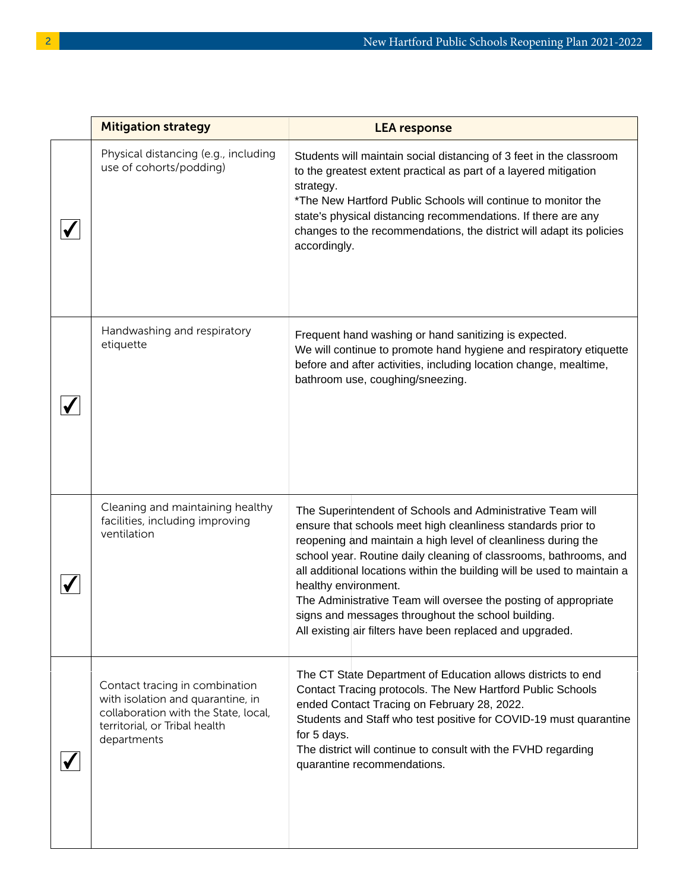| | Mitigation strategy | LEA response |
|---|---|---|
| ✔ | Physical distancing (e.g., including use of cohorts/podding) | Students will maintain social distancing of 3 feet in the classroom to the greatest extent practical as part of a layered mitigation strategy.<br>*The New Hartford Public Schools will continue to monitor the state's physical distancing recommendations. If there are any changes to the recommendations, the district will adapt its policies accordingly. |
| ✔ | Handwashing and respiratory etiquette | Frequent hand washing or hand sanitizing is expected.<br>We will continue to promote hand hygiene and respiratory etiquette before and after activities, including location change, mealtime, bathroom use, coughing/sneezing. |
| ✔ | Cleaning and maintaining healthy facilities, including improving ventilation | The Superintendent of Schools and Administrative Team will ensure that schools meet high cleanliness standards prior to reopening and maintain a high level of cleanliness during the school year. Routine daily cleaning of classrooms, bathrooms, and all additional locations within the building will be used to maintain a healthy environment.<br>The Administrative Team will oversee the posting of appropriate signs and messages throughout the school building.<br>All existing air filters have been replaced and upgraded. |
| ✔ | Contact tracing in combination with isolation and quarantine, in collaboration with the State, local, territorial, or Tribal health departments | The CT State Department of Education allows districts to end Contact Tracing protocols. The New Hartford Public Schools ended Contact Tracing on February 28, 2022.<br>Students and Staff who test positive for COVID-19 must quarantine for 5 days.<br>The district will continue to consult with the FVHD regarding quarantine recommendations. |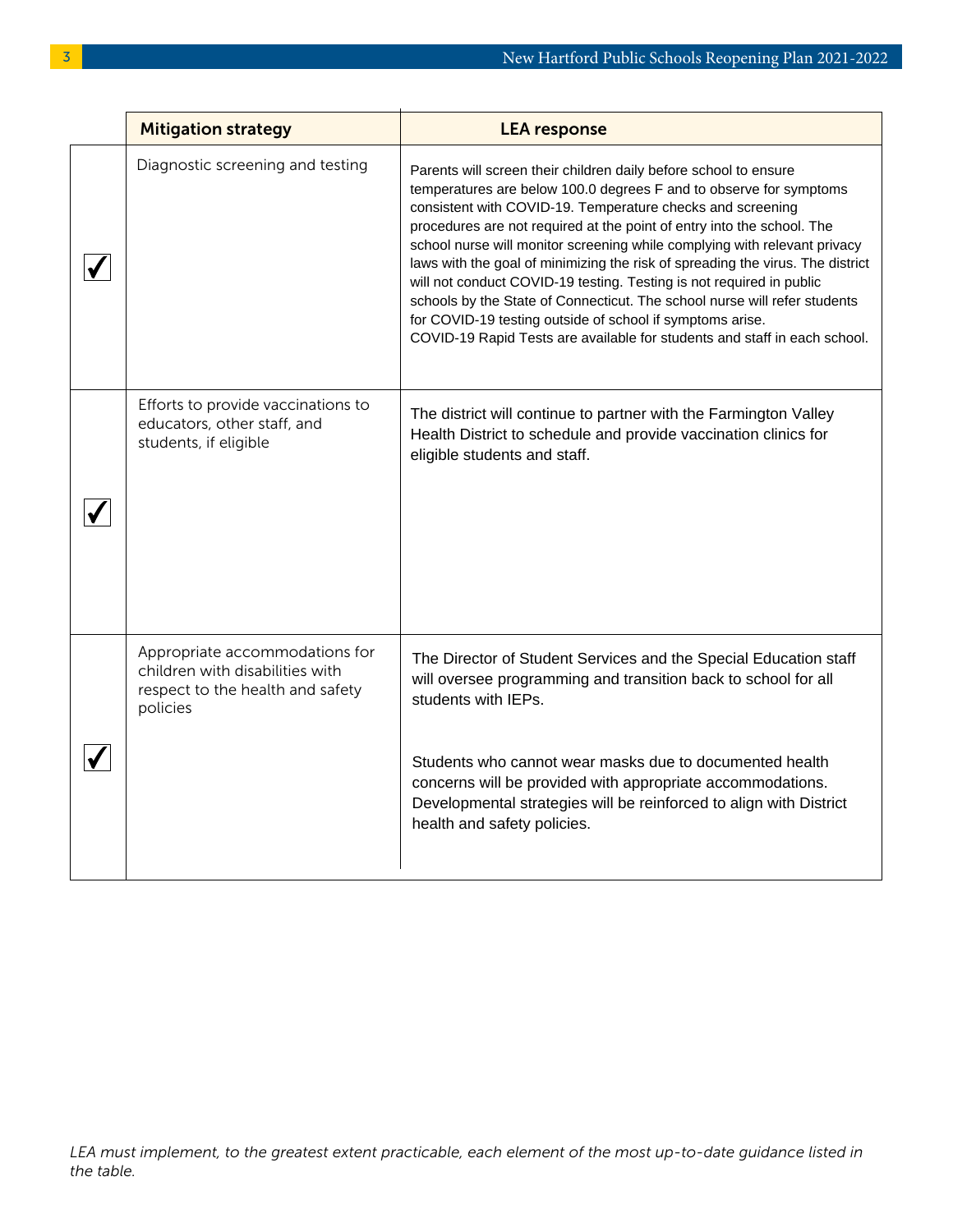| | Mitigation strategy | LEA response |
|---|---|---|
| ✔ | Diagnostic screening and testing | Parents will screen their children daily before school to ensure temperatures are below 100.0 degrees F and to observe for symptoms consistent with COVID-19. Temperature checks and screening procedures are not required at the point of entry into the school. The school nurse will monitor screening while complying with relevant privacy laws with the goal of minimizing the risk of spreading the virus. The district will not conduct COVID-19 testing. Testing is not required in public schools by the State of Connecticut. The school nurse will refer students for COVID-19 testing outside of school if symptoms arise.<br>COVID-19 Rapid Tests are available for students and staff in each school. |
| ✔ | Efforts to provide vaccinations to educators, other staff, and students, if eligible | The district will continue to partner with the Farmington Valley Health District to schedule and provide vaccination clinics for eligible students and staff. |
| ✔ | Appropriate accommodations for children with disabilities with respect to the health and safety policies | The Director of Student Services and the Special Education staff will oversee programming and transition back to school for all students with IEPs.<br><br>Students who cannot wear masks due to documented health concerns will be provided with appropriate accommodations. Developmental strategies will be reinforced to align with District health and safety policies. |

*LEA must implement, to the greatest extent practicable, each element of the most up-to-date guidance listed in the table.*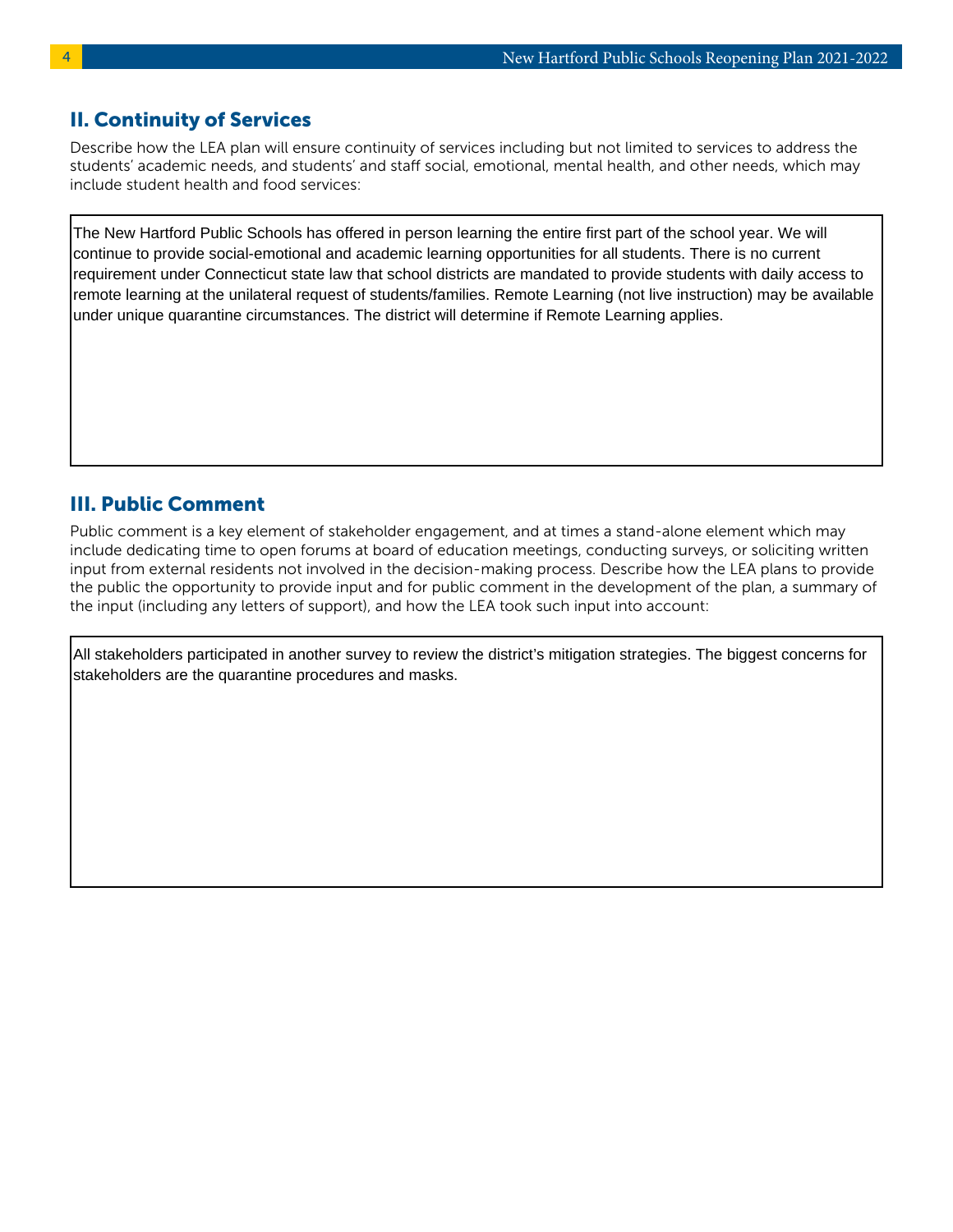## II. Continuity of Services

Describe how the LEA plan will ensure continuity of services including but not limited to services to address the students' academic needs, and students' and staff social, emotional, mental health, and other needs, which may include student health and food services:

The New Hartford Public Schools has offered in person learning the entire first part of the school year. We will continue to provide social-emotional and academic learning opportunities for all students. There is no current requirement under Connecticut state law that school districts are mandated to provide students with daily access to remote learning at the unilateral request of students/families. Remote Learning (not live instruction) may be available under unique quarantine circumstances. The district will determine if Remote Learning applies.

## III. Public Comment

Public comment is a key element of stakeholder engagement, and at times a stand-alone element which may include dedicating time to open forums at board of education meetings, conducting surveys, or soliciting written input from external residents not involved in the decision-making process. Describe how the LEA plans to provide the public the opportunity to provide input and for public comment in the development of the plan, a summary of the input (including any letters of support), and how the LEA took such input into account:

All stakeholders participated in another survey to review the district's mitigation strategies. The biggest concerns for stakeholders are the quarantine procedures and masks.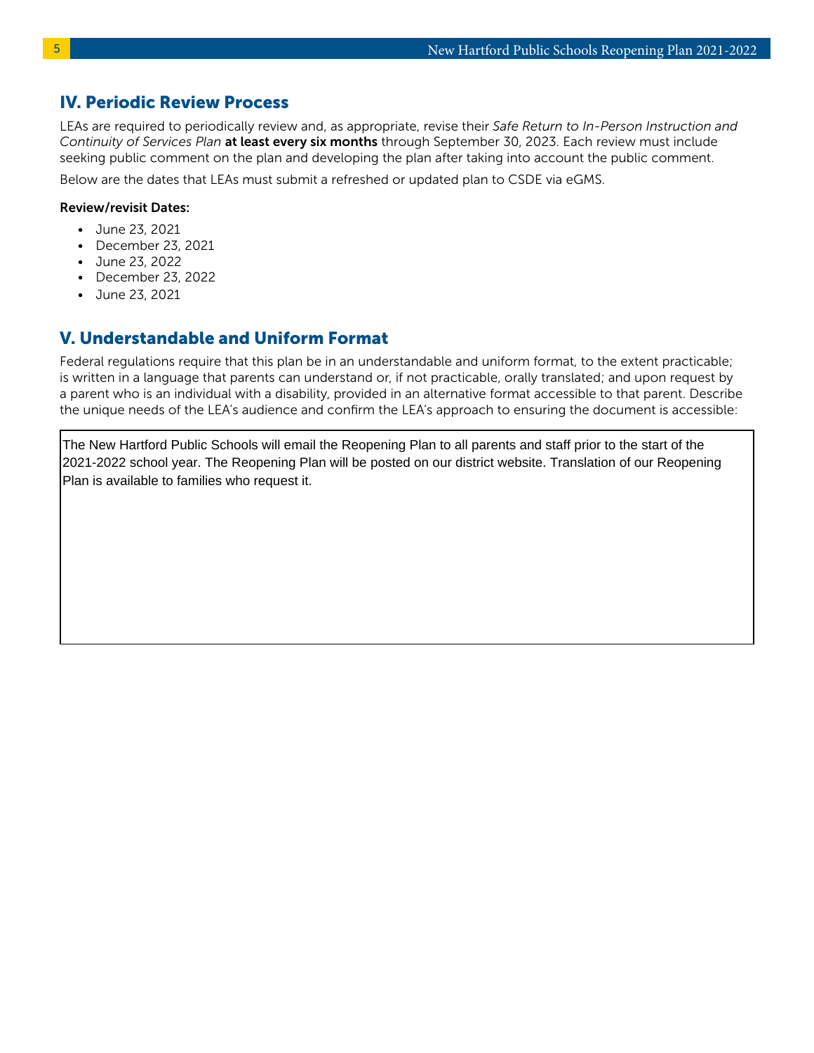## IV. Periodic Review Process

LEAs are required to periodically review and, as appropriate, revise their *Safe Return to In-Person Instruction and Continuity of Services Plan* **at least every six months** through September 30, 2023. Each review must include seeking public comment on the plan and developing the plan after taking into account the public comment.

Below are the dates that LEAs must submit a refreshed or updated plan to CSDE via eGMS.

**Review/revisit Dates:**

- June 23, 2021
- December 23, 2021
- June 23, 2022
- December 23, 2022
- June 23, 2021

## V. Understandable and Uniform Format

Federal regulations require that this plan be in an understandable and uniform format, to the extent practicable; is written in a language that parents can understand or, if not practicable, orally translated; and upon request by a parent who is an individual with a disability, provided in an alternative format accessible to that parent. Describe the unique needs of the LEA's audience and confirm the LEA's approach to ensuring the document is accessible:

The New Hartford Public Schools will email the Reopening Plan to all parents and staff prior to the start of the 2021-2022 school year. The Reopening Plan will be posted on our district website. Translation of our Reopening Plan is available to families who request it.